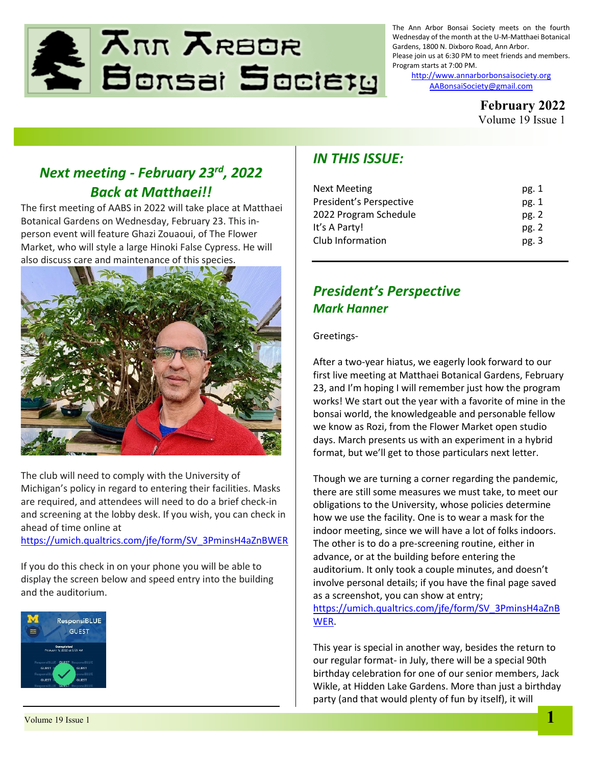# Ann Arbor Bonsai Society

The Ann Arbor Bonsai Society meets on the fourth Wednesday of the month at the U-M-Matthaei Botanical Gardens, 1800 N. Dixboro Road, Ann Arbor.
Please join us at 6:30 PM to meet friends and members.
Program starts at 7:00 PM.
http://www.annarborbonsaisociety.org
AABonsaiSociety@gmail.com

**February 2022**
Volume 19 Issue 1

## *Next meeting - February 23rd, 2022*
## *Back at Matthaei!!*

The first meeting of AABS in 2022 will take place at Matthaei Botanical Gardens on Wednesday, February 23. This in-person event will feature Ghazi Zouaoui, of The Flower Market, who will style a large Hinoki False Cypress. He will also discuss care and maintenance of this species.

The club will need to comply with the University of Michigan's policy in regard to entering their facilities. Masks are required, and attendees will need to do a brief check-in and screening at the lobby desk. If you wish, you can check in ahead of time online at https://umich.qualtrics.com/jfe/form/SV_3PminsH4aZnBWER

If you do this check in on your phone you will be able to display the screen below and speed entry into the building and the auditorium.

## *IN THIS ISSUE:*

| | |
|---|---|
| Next Meeting | pg. 1 |
| President's Perspective | pg. 1 |
| 2022 Program Schedule | pg. 2 |
| It's A Party! | pg. 2 |
| Club Information | pg. 3 |

## *President's Perspective*
### *Mark Hanner*

Greetings-

After a two-year hiatus, we eagerly look forward to our first live meeting at Matthaei Botanical Gardens, February 23, and I'm hoping I will remember just how the program works! We start out the year with a favorite of mine in the bonsai world, the knowledgeable and personable fellow we know as Rozi, from the Flower Market open studio days. March presents us with an experiment in a hybrid format, but we'll get to those particulars next letter.

Though we are turning a corner regarding the pandemic, there are still some measures we must take, to meet our obligations to the University, whose policies determine how we use the facility. One is to wear a mask for the indoor meeting, since we will have a lot of folks indoors. The other is to do a pre-screening routine, either in advance, or at the building before entering the auditorium. It only took a couple minutes, and doesn't involve personal details; if you have the final page saved as a screenshot, you can show at entry; https://umich.qualtrics.com/jfe/form/SV_3PminsH4aZnBWER.

This year is special in another way, besides the return to our regular format- in July, there will be a special 90th birthday celebration for one of our senior members, Jack Wikle, at Hidden Lake Gardens. More than just a birthday party (and that would plenty of fun by itself), it will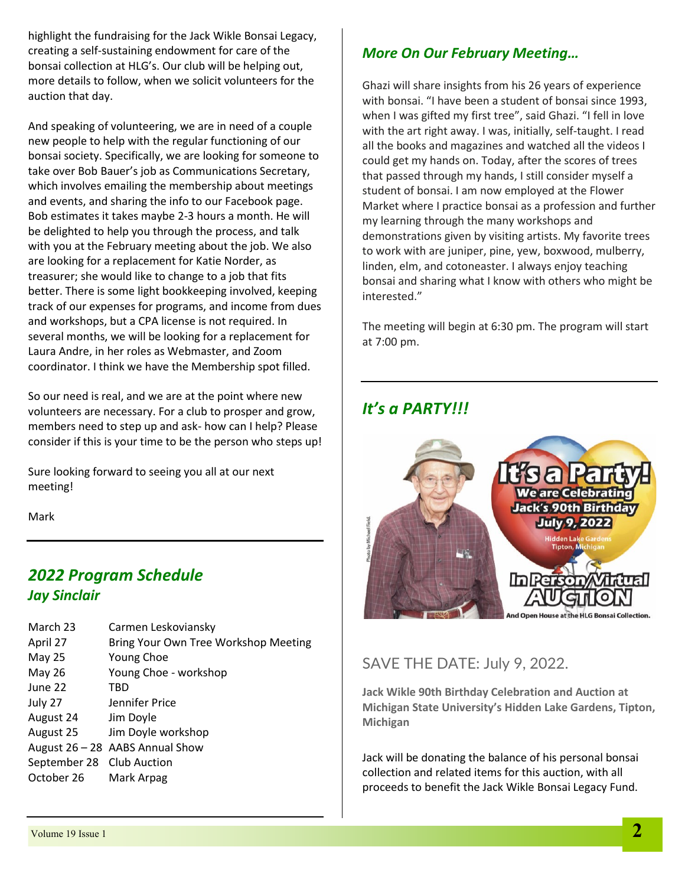highlight the fundraising for the Jack Wikle Bonsai Legacy, creating a self-sustaining endowment for care of the bonsai collection at HLG's. Our club will be helping out, more details to follow, when we solicit volunteers for the auction that day.

And speaking of volunteering, we are in need of a couple new people to help with the regular functioning of our bonsai society. Specifically, we are looking for someone to take over Bob Bauer's job as Communications Secretary, which involves emailing the membership about meetings and events, and sharing the info to our Facebook page. Bob estimates it takes maybe 2-3 hours a month. He will be delighted to help you through the process, and talk with you at the February meeting about the job. We also are looking for a replacement for Katie Norder, as treasurer; she would like to change to a job that fits better. There is some light bookkeeping involved, keeping track of our expenses for programs, and income from dues and workshops, but a CPA license is not required. In several months, we will be looking for a replacement for Laura Andre, in her roles as Webmaster, and Zoom coordinator. I think we have the Membership spot filled.

So our need is real, and we are at the point where new volunteers are necessary. For a club to prosper and grow, members need to step up and ask- how can I help? Please consider if this is your time to be the person who steps up!

Sure looking forward to seeing you all at our next meeting!

Mark

## *2022 Program Schedule*
### *Jay Sinclair*

| | |
|---|---|
| March 23 | Carmen Leskoviansky |
| April 27 | Bring Your Own Tree Workshop Meeting |
| May 25 | Young Choe |
| May 26 | Young Choe - workshop |
| June 22 | TBD |
| July 27 | Jennifer Price |
| August 24 | Jim Doyle |
| August 25 | Jim Doyle workshop |
| August 26 – 28 | AABS Annual Show |
| September 28 | Club Auction |
| October 26 | Mark Arpag |

## *More On Our February Meeting…*

Ghazi will share insights from his 26 years of experience with bonsai. "I have been a student of bonsai since 1993, when I was gifted my first tree", said Ghazi. "I fell in love with the art right away. I was, initially, self-taught. I read all the books and magazines and watched all the videos I could get my hands on. Today, after the scores of trees that passed through my hands, I still consider myself a student of bonsai. I am now employed at the Flower Market where I practice bonsai as a profession and further my learning through the many workshops and demonstrations given by visiting artists. My favorite trees to work with are juniper, pine, yew, boxwood, mulberry, linden, elm, and cotoneaster. I always enjoy teaching bonsai and sharing what I know with others who might be interested."

The meeting will begin at 6:30 pm. The program will start at 7:00 pm.

## *It's a PARTY!!!*

It's a Party! We are Celebrating Jack's 90th Birthday July 9, 2022 Hidden Lake Gardens Tipton, Michigan

In Person/Virtual AUCTION And Open House at the HLG Bonsai Collection.

Photo by Michael Field.

### SAVE THE DATE: July 9, 2022.

**Jack Wikle 90th Birthday Celebration and Auction at Michigan State University's Hidden Lake Gardens, Tipton, Michigan**

Jack will be donating the balance of his personal bonsai collection and related items for this auction, with all proceeds to benefit the Jack Wikle Bonsai Legacy Fund.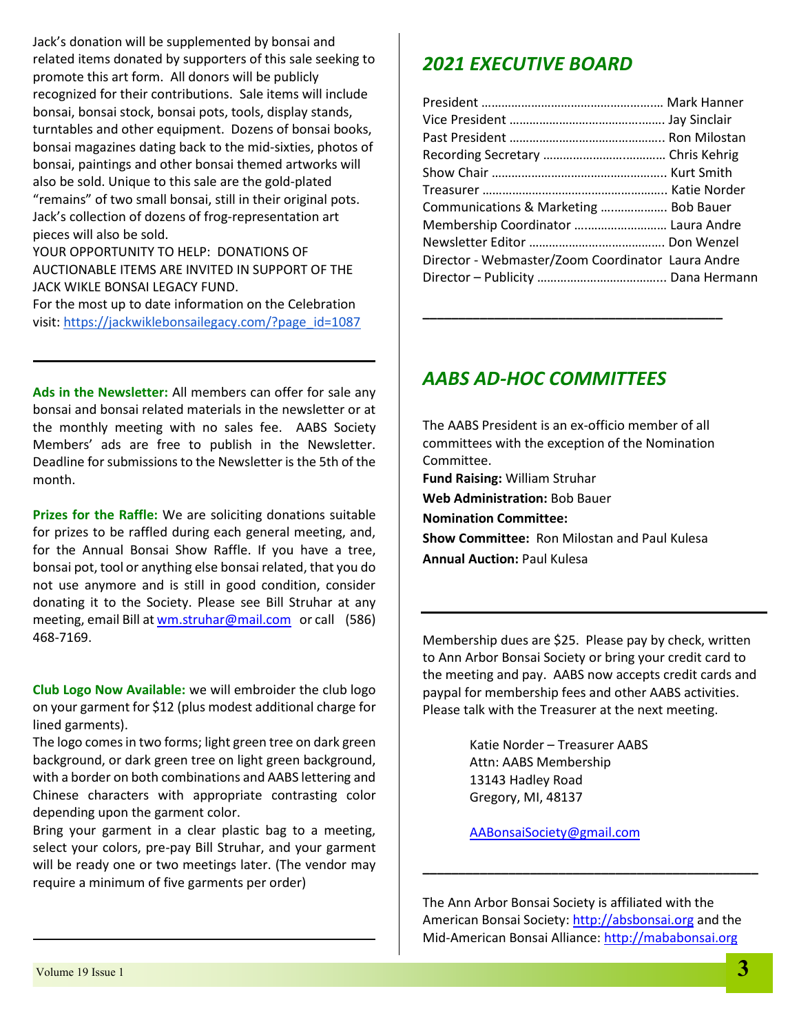Jack's donation will be supplemented by bonsai and related items donated by supporters of this sale seeking to promote this art form. All donors will be publicly recognized for their contributions. Sale items will include bonsai, bonsai stock, bonsai pots, tools, display stands, turntables and other equipment. Dozens of bonsai books, bonsai magazines dating back to the mid-sixties, photos of bonsai, paintings and other bonsai themed artworks will also be sold. Unique to this sale are the gold-plated "remains" of two small bonsai, still in their original pots. Jack's collection of dozens of frog-representation art pieces will also be sold.

YOUR OPPORTUNITY TO HELP: DONATIONS OF AUCTIONABLE ITEMS ARE INVITED IN SUPPORT OF THE JACK WIKLE BONSAI LEGACY FUND.

For the most up to date information on the Celebration visit: https://jackwiklebonsailegacy.com/?page_id=1087

---

**Ads in the Newsletter:** All members can offer for sale any bonsai and bonsai related materials in the newsletter or at the monthly meeting with no sales fee. AABS Society Members' ads are free to publish in the Newsletter. Deadline for submissions to the Newsletter is the 5th of the month.

**Prizes for the Raffle:** We are soliciting donations suitable for prizes to be raffled during each general meeting, and, for the Annual Bonsai Show Raffle. If you have a tree, bonsai pot, tool or anything else bonsai related, that you do not use anymore and is still in good condition, consider donating it to the Society. Please see Bill Struhar at any meeting, email Bill at wm.struhar@mail.com or call (586) 468-7169.

**Club Logo Now Available:** we will embroider the club logo on your garment for $12 (plus modest additional charge for lined garments).

The logo comes in two forms; light green tree on dark green background, or dark green tree on light green background, with a border on both combinations and AABS lettering and Chinese characters with appropriate contrasting color depending upon the garment color.

Bring your garment in a clear plastic bag to a meeting, select your colors, pre-pay Bill Struhar, and your garment will be ready one or two meetings later. (The vendor may require a minimum of five garments per order)

---

## *2021 EXECUTIVE BOARD*

President ……………………………………………… Mark Hanner
Vice President ……………………………………… Jay Sinclair
Past President ……………………………………… Ron Milostan
Recording Secretary ……………………………… Chris Kehrig
Show Chair …………………………………………… Kurt Smith
Treasurer ……………………………………………… Katie Norder
Communications & Marketing ………………… Bob Bauer
Membership Coordinator ……………………… Laura Andre
Newsletter Editor ………………………………… Don Wenzel
Director - Webmaster/Zoom Coordinator Laura Andre
Director – Publicity ……………………………… Dana Hermann

---

## *AABS AD-HOC COMMITTEES*

The AABS President is an ex-officio member of all committees with the exception of the Nomination Committee.

**Fund Raising:** William Struhar
**Web Administration:** Bob Bauer
**Nomination Committee:**
**Show Committee:** Ron Milostan and Paul Kulesa
**Annual Auction:** Paul Kulesa

---

Membership dues are $25. Please pay by check, written to Ann Arbor Bonsai Society or bring your credit card to the meeting and pay. AABS now accepts credit cards and paypal for membership fees and other AABS activities. Please talk with the Treasurer at the next meeting.

Katie Norder – Treasurer AABS
Attn: AABS Membership
13143 Hadley Road
Gregory, MI, 48137

AABonsaiSociety@gmail.com

---

The Ann Arbor Bonsai Society is affiliated with the American Bonsai Society: http://absbonsai.org and the Mid-American Bonsai Alliance: http://mababonsai.org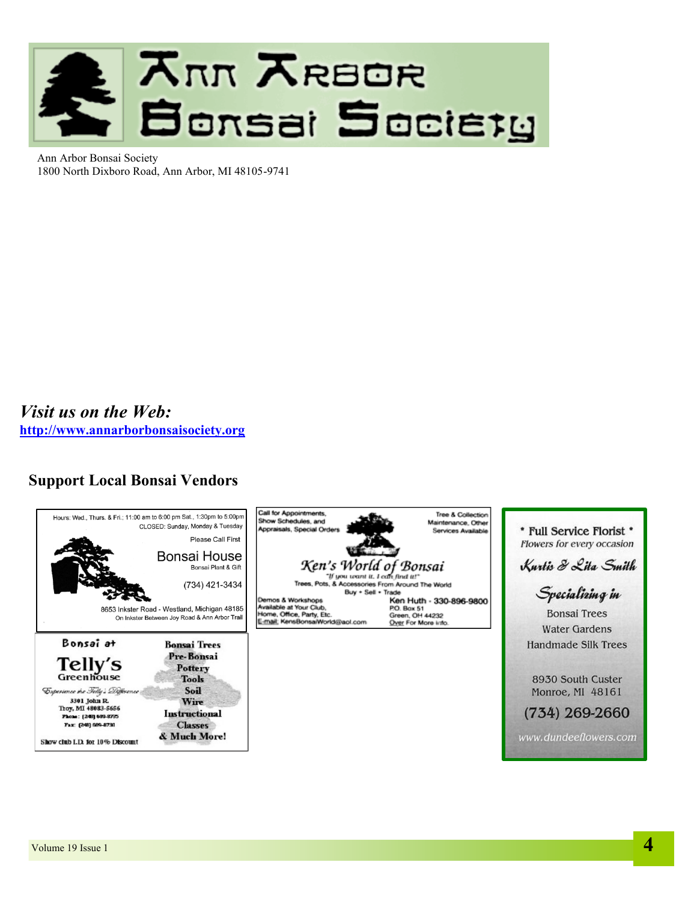# Ann Arbor Bonsai Society

Ann Arbor Bonsai Society
1800 North Dixboro Road, Ann Arbor, MI 48105-9741

*Visit us on the Web:*
**http://www.annarborbonsaisociety.org**

## Support Local Bonsai Vendors

Hours: Wed., Thurs. & Fri.: 11:00 am to 6:00 pm Sat., 1:30pm to 5:00pm
CLOSED: Sunday, Monday & Tuesday
Please Call First
Bonsai House
Bonsai Plant & Gift
(734) 421-3434
8653 Inkster Road - Westland, Michigan 48185
On Inkster Between Joy Road & Ann Arbor Trail

Call for Appointments, Show Schedules, and Appraisals, Special Orders
Tree & Collection Maintenance, Other Services Available
Ken's World of Bonsai
"If you want it, I can find it!"
Trees, Pots, & Accessories From Around The World
Buy • Sell • Trade
Demos & Workshops Available at Your Club, Home, Office, Party, Etc.
E-mail: KensBonsaiWorld@aol.com
Ken Huth - 330-896-9800
P.O. Box 51
Green, OH 44232
Over For More info.

\* Full Service Florist \*
Flowers for every occasion
Kurtis & Lita Smith
Specializing in
Bonsai Trees
Water Gardens
Handmade Silk Trees
8930 South Custer
Monroe, MI 48161
(734) 269-2660
www.dundeeflowers.com

Bonsai at
Telly's Greenhouse
Experience the Telly's Difference
3301 John R.
Troy, MI 48083-5656
Phone: (248) 689-8735
Fax: (248) 689-8730
Show club I.D. for 10% Discount
Bonsai Trees
Pre-Bonsai
Pottery
Tools
Soil
Wire
Instructional Classes
& Much More!